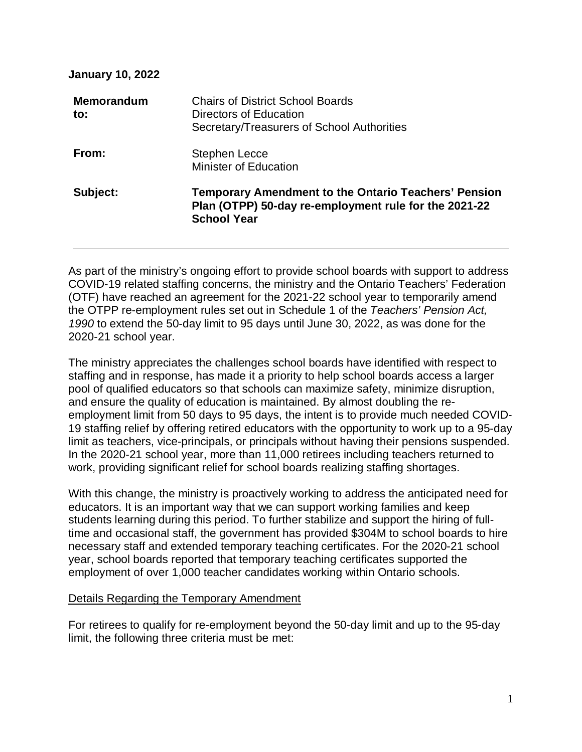**January 10, 2022**

| | |
|---|---|
| **Memorandum to:** | Chairs of District School Boards<br>Directors of Education<br>Secretary/Treasurers of School Authorities |
| **From:** | Stephen Lecce<br>Minister of Education |
| **Subject:** | **Temporary Amendment to the Ontario Teachers' Pension Plan (OTPP) 50-day re-employment rule for the 2021-22 School Year** |

---

As part of the ministry's ongoing effort to provide school boards with support to address COVID-19 related staffing concerns, the ministry and the Ontario Teachers' Federation (OTF) have reached an agreement for the 2021-22 school year to temporarily amend the OTPP re-employment rules set out in Schedule 1 of the *Teachers' Pension Act, 1990* to extend the 50-day limit to 95 days until June 30, 2022, as was done for the 2020-21 school year.

The ministry appreciates the challenges school boards have identified with respect to staffing and in response, has made it a priority to help school boards access a larger pool of qualified educators so that schools can maximize safety, minimize disruption, and ensure the quality of education is maintained. By almost doubling the re-employment limit from 50 days to 95 days, the intent is to provide much needed COVID-19 staffing relief by offering retired educators with the opportunity to work up to a 95-day limit as teachers, vice-principals, or principals without having their pensions suspended. In the 2020-21 school year, more than 11,000 retirees including teachers returned to work, providing significant relief for school boards realizing staffing shortages.

With this change, the ministry is proactively working to address the anticipated need for educators. It is an important way that we can support working families and keep students learning during this period. To further stabilize and support the hiring of full-time and occasional staff, the government has provided $304M to school boards to hire necessary staff and extended temporary teaching certificates. For the 2020-21 school year, school boards reported that temporary teaching certificates supported the employment of over 1,000 teacher candidates working within Ontario schools.

<u>Details Regarding the Temporary Amendment</u>

For retirees to qualify for re-employment beyond the 50-day limit and up to the 95-day limit, the following three criteria must be met: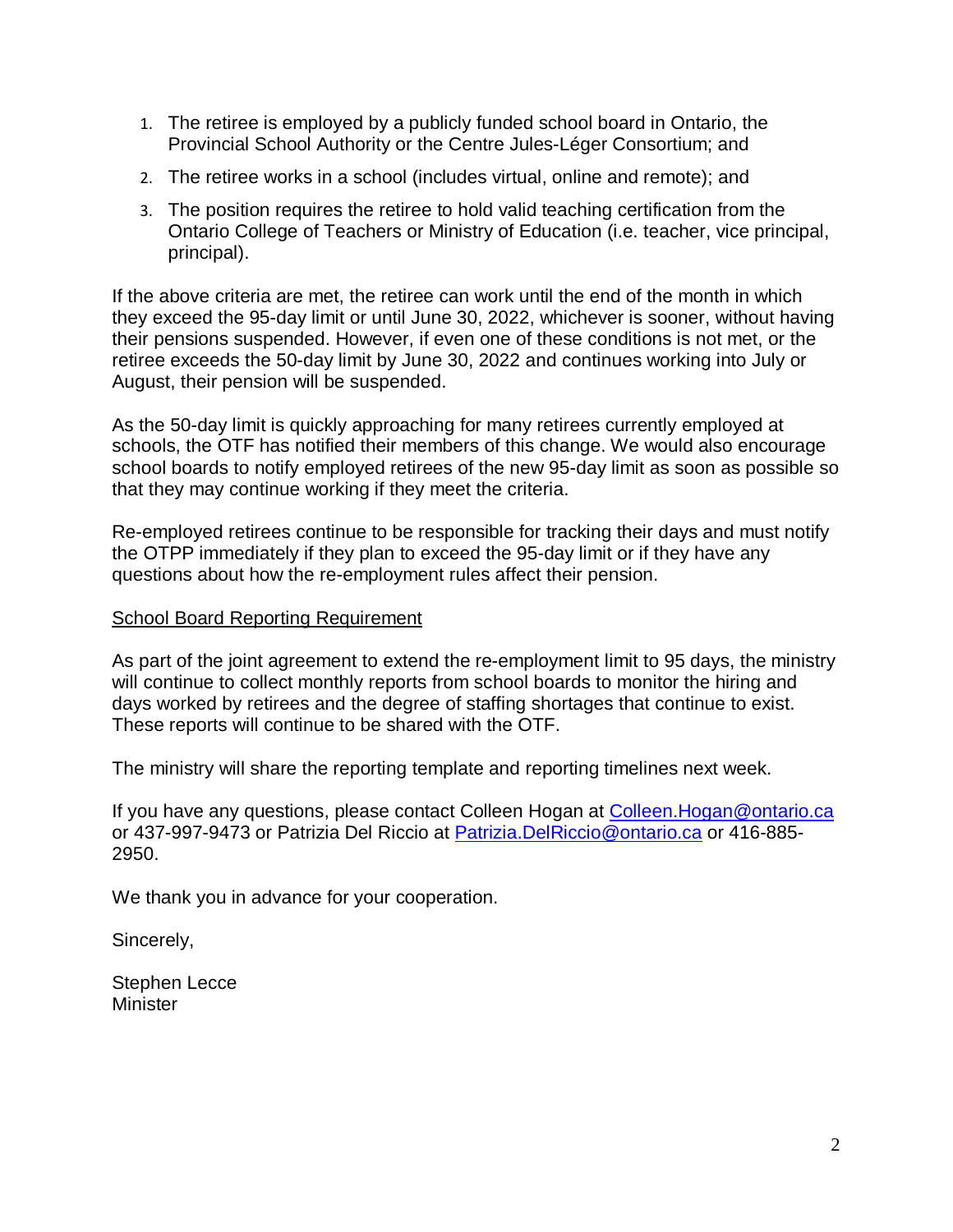1. The retiree is employed by a publicly funded school board in Ontario, the Provincial School Authority or the Centre Jules-Léger Consortium; and
2. The retiree works in a school (includes virtual, online and remote); and
3. The position requires the retiree to hold valid teaching certification from the Ontario College of Teachers or Ministry of Education (i.e. teacher, vice principal, principal).

If the above criteria are met, the retiree can work until the end of the month in which they exceed the 95-day limit or until June 30, 2022, whichever is sooner, without having their pensions suspended. However, if even one of these conditions is not met, or the retiree exceeds the 50-day limit by June 30, 2022 and continues working into July or August, their pension will be suspended.

As the 50-day limit is quickly approaching for many retirees currently employed at schools, the OTF has notified their members of this change. We would also encourage school boards to notify employed retirees of the new 95-day limit as soon as possible so that they may continue working if they meet the criteria.

Re-employed retirees continue to be responsible for tracking their days and must notify the OTPP immediately if they plan to exceed the 95-day limit or if they have any questions about how the re-employment rules affect their pension.

<u>School Board Reporting Requirement</u>

As part of the joint agreement to extend the re-employment limit to 95 days, the ministry will continue to collect monthly reports from school boards to monitor the hiring and days worked by retirees and the degree of staffing shortages that continue to exist. These reports will continue to be shared with the OTF.

The ministry will share the reporting template and reporting timelines next week.

If you have any questions, please contact Colleen Hogan at Colleen.Hogan@ontario.ca or 437-997-9473 or Patrizia Del Riccio at Patrizia.DelRiccio@ontario.ca or 416-885-2950.

We thank you in advance for your cooperation.

Sincerely,

Stephen Lecce
Minister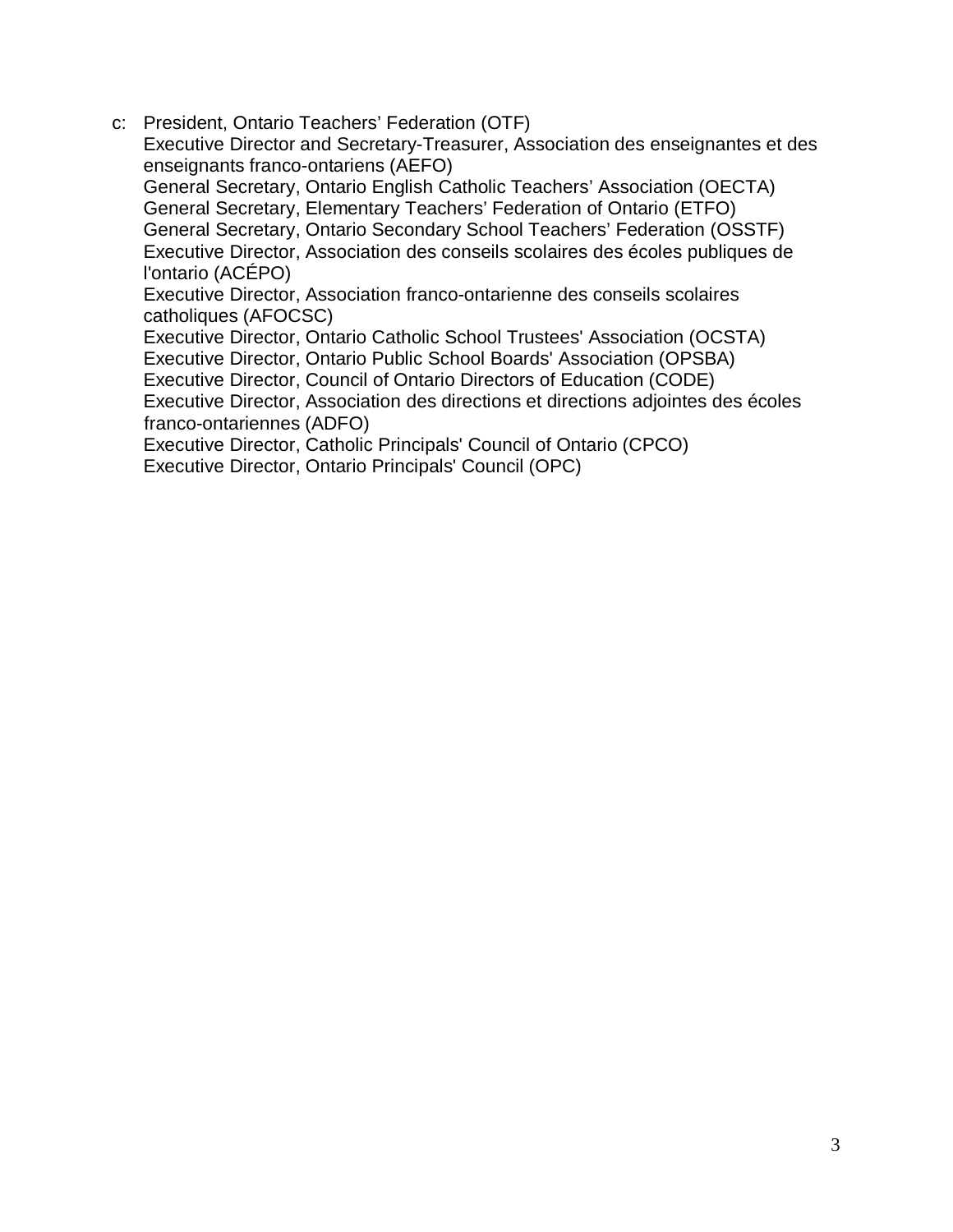c: President, Ontario Teachers' Federation (OTF)
Executive Director and Secretary-Treasurer, Association des enseignantes et des enseignants franco-ontariens (AEFO)
General Secretary, Ontario English Catholic Teachers' Association (OECTA)
General Secretary, Elementary Teachers' Federation of Ontario (ETFO)
General Secretary, Ontario Secondary School Teachers' Federation (OSSTF)
Executive Director, Association des conseils scolaires des écoles publiques de l'ontario (ACÉPO)
Executive Director, Association franco-ontarienne des conseils scolaires catholiques (AFOCSC)
Executive Director, Ontario Catholic School Trustees' Association (OCSTA)
Executive Director, Ontario Public School Boards' Association (OPSBA)
Executive Director, Council of Ontario Directors of Education (CODE)
Executive Director, Association des directions et directions adjointes des écoles franco-ontariennes (ADFO)
Executive Director, Catholic Principals' Council of Ontario (CPCO)
Executive Director, Ontario Principals' Council (OPC)